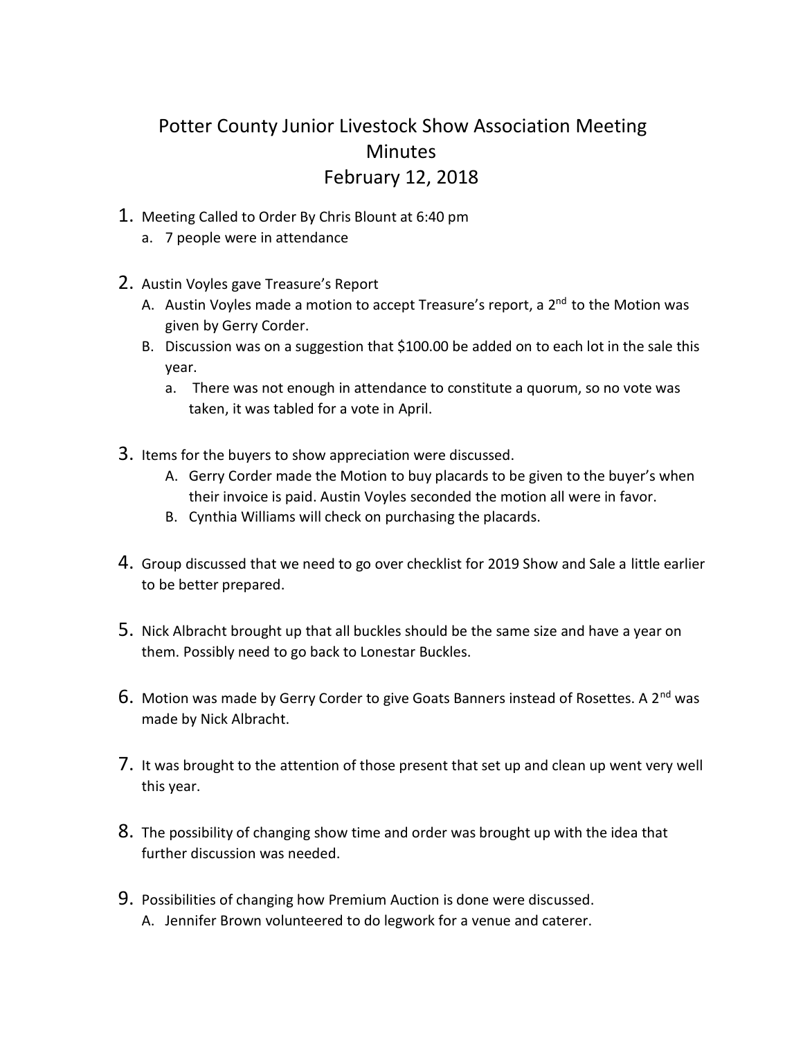# Potter County Junior Livestock Show Association Meeting Minutes
# February 12, 2018

1. Meeting Called to Order By Chris Blount at 6:40 pm
   a. 7 people were in attendance

2. Austin Voyles gave Treasure's Report
   A. Austin Voyles made a motion to accept Treasure's report, a 2nd to the Motion was given by Gerry Corder.
   B. Discussion was on a suggestion that $100.00 be added on to each lot in the sale this year.
      a. There was not enough in attendance to constitute a quorum, so no vote was taken, it was tabled for a vote in April.

3. Items for the buyers to show appreciation were discussed.
   A. Gerry Corder made the Motion to buy placards to be given to the buyer's when their invoice is paid. Austin Voyles seconded the motion all were in favor.
   B. Cynthia Williams will check on purchasing the placards.

4. Group discussed that we need to go over checklist for 2019 Show and Sale a little earlier to be better prepared.

5. Nick Albracht brought up that all buckles should be the same size and have a year on them. Possibly need to go back to Lonestar Buckles.

6. Motion was made by Gerry Corder to give Goats Banners instead of Rosettes. A 2nd was made by Nick Albracht.

7. It was brought to the attention of those present that set up and clean up went very well this year.

8. The possibility of changing show time and order was brought up with the idea that further discussion was needed.

9. Possibilities of changing how Premium Auction is done were discussed.
   A. Jennifer Brown volunteered to do legwork for a venue and caterer.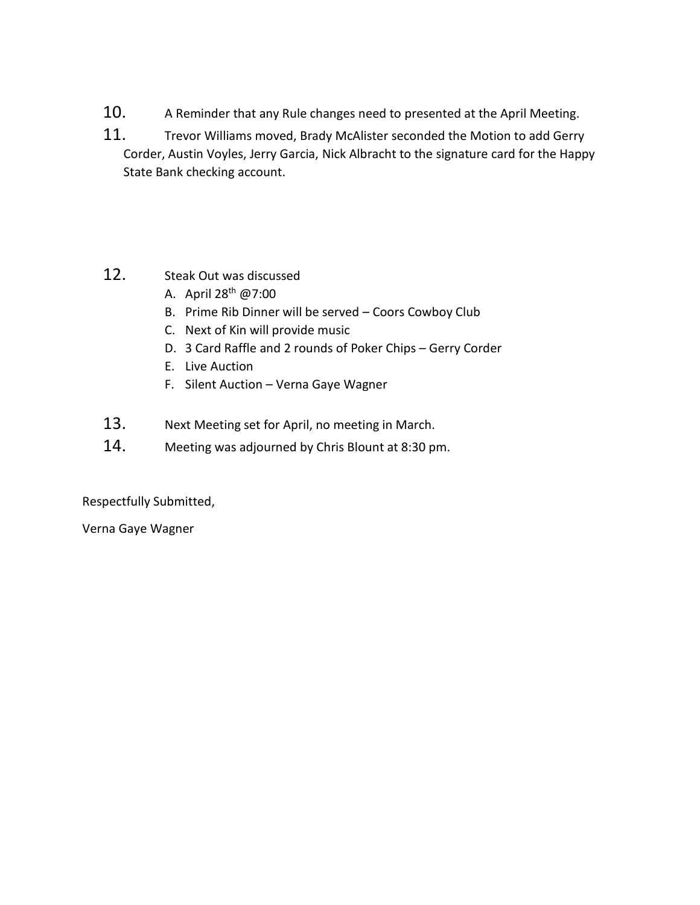10. A Reminder that any Rule changes need to presented at the April Meeting.
11. Trevor Williams moved, Brady McAlister seconded the Motion to add Gerry Corder, Austin Voyles, Jerry Garcia, Nick Albracht to the signature card for the Happy State Bank checking account.

12. Steak Out was discussed
    A. April 28th @7:00
    B. Prime Rib Dinner will be served – Coors Cowboy Club
    C. Next of Kin will provide music
    D. 3 Card Raffle and 2 rounds of Poker Chips – Gerry Corder
    E. Live Auction
    F. Silent Auction – Verna Gaye Wagner

13. Next Meeting set for April, no meeting in March.
14. Meeting was adjourned by Chris Blount at 8:30 pm.

Respectfully Submitted,

Verna Gaye Wagner